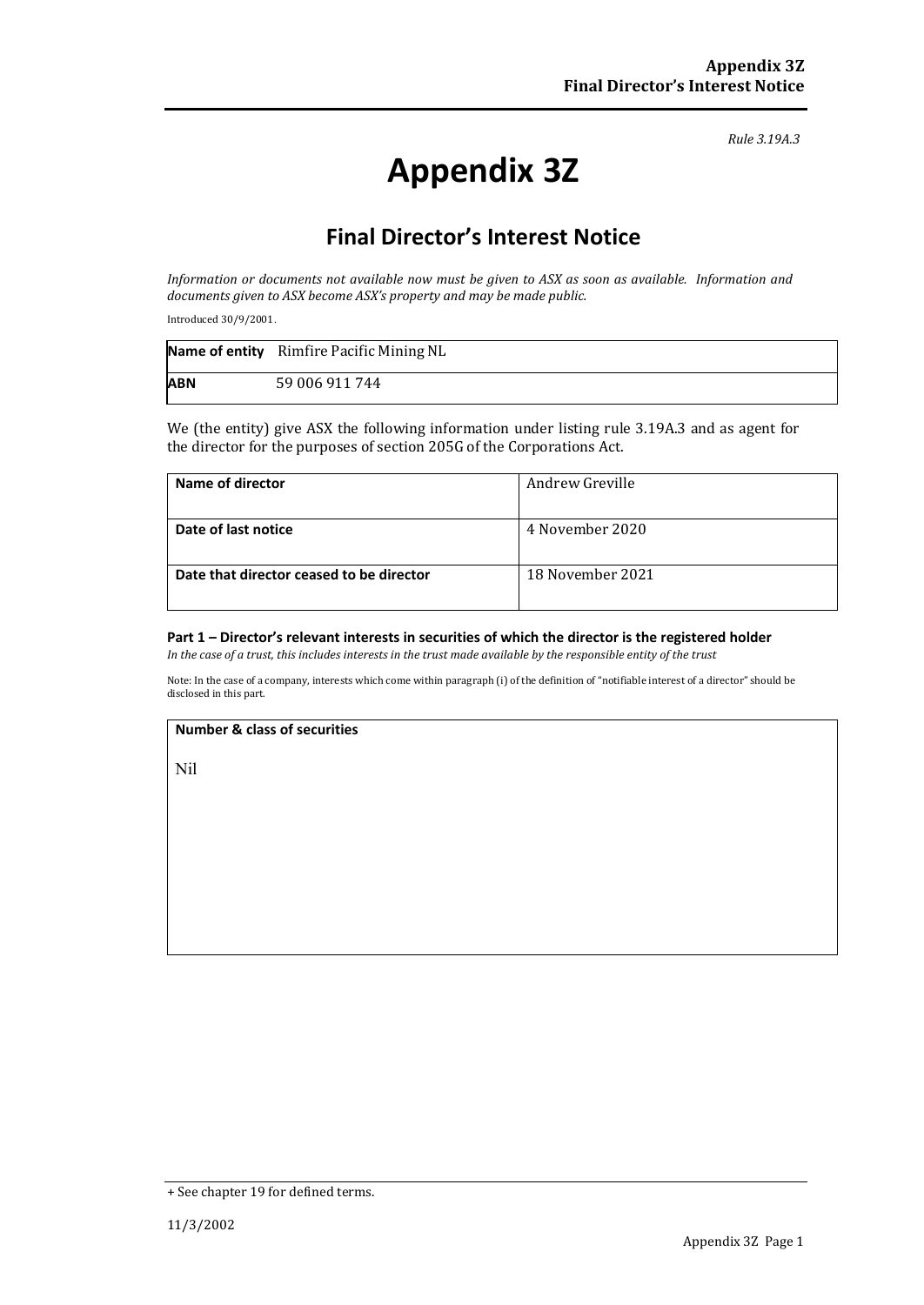*Rule 3.19A.3*

# Appendix 3Z

## Final Director's Interest Notice

*Information or documents not available now must be given to ASX as soon as available. Information and documents given to ASX become ASX's property and may be made public.*

Introduced 30/9/2001.

| | |
|---|---|
| **Name of entity** | Rimfire Pacific Mining NL |
| **ABN** | 59 006 911 744 |

We (the entity) give ASX the following information under listing rule 3.19A.3 and as agent for the director for the purposes of section 205G of the Corporations Act.

| | |
|---|---|
| **Name of director** | Andrew Greville |
| **Date of last notice** | 4 November 2020 |
| **Date that director ceased to be director** | 18 November 2021 |

#### Part 1 – Director's relevant interests in securities of which the director is the registered holder

*In the case of a trust, this includes interests in the trust made available by the responsible entity of the trust*

Note: In the case of a company, interests which come within paragraph (i) of the definition of "notifiable interest of a director" should be disclosed in this part.

| **Number & class of securities** |
|---|
| Nil |

+ See chapter 19 for defined terms.

11/3/2002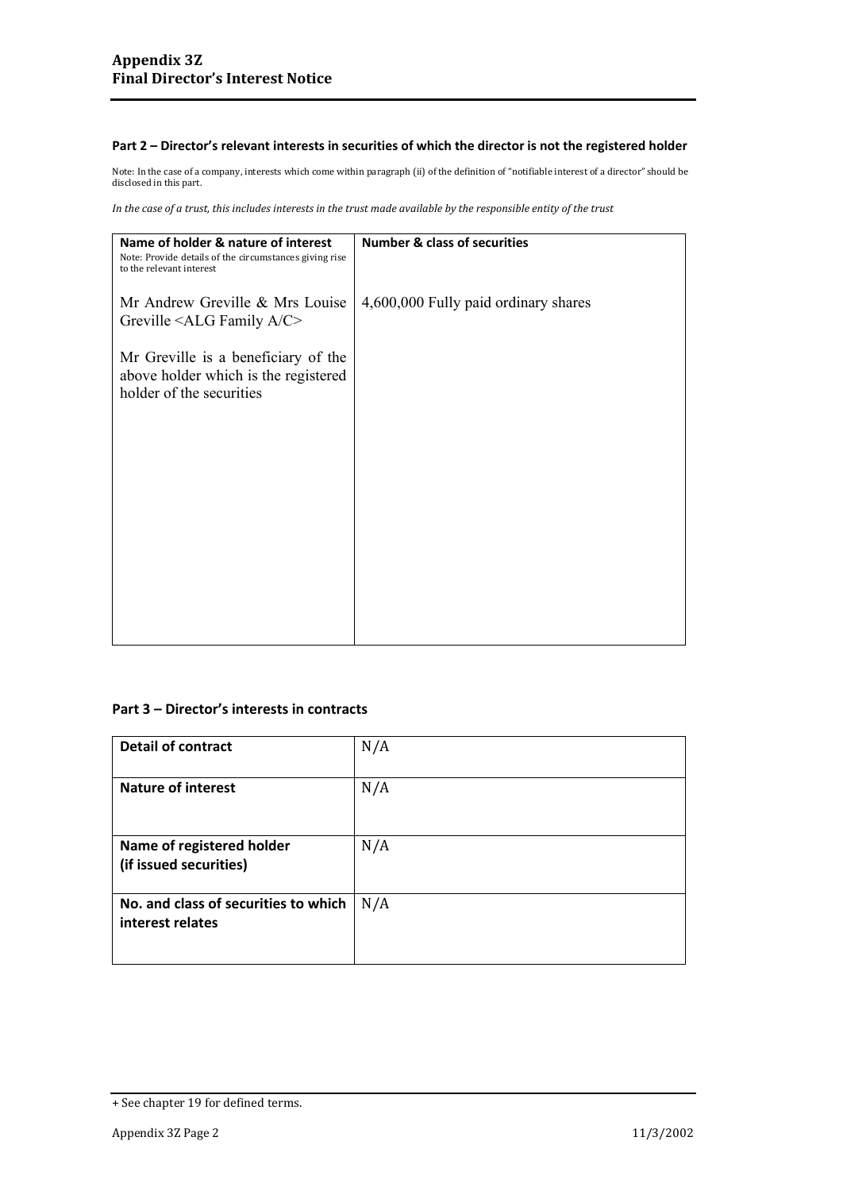## Part 2 – Director's relevant interests in securities of which the director is not the registered holder

Note: In the case of a company, interests which come within paragraph (ii) of the definition of "notifiable interest of a director" should be disclosed in this part.

*In the case of a trust, this includes interests in the trust made available by the responsible entity of the trust*

| Name of holder & nature of interest<br>Note: Provide details of the circumstances giving rise to the relevant interest | Number & class of securities |
| --- | --- |
| Mr Andrew Greville & Mrs Louise Greville <ALG Family A/C><br><br>Mr Greville is a beneficiary of the above holder which is the registered holder of the securities | 4,600,000 Fully paid ordinary shares |

## Part 3 – Director's interests in contracts

| | |
| --- | --- |
| **Detail of contract** | N/A |
| **Nature of interest** | N/A |
| **Name of registered holder (if issued securities)** | N/A |
| **No. and class of securities to which interest relates** | N/A |

+ See chapter 19 for defined terms.